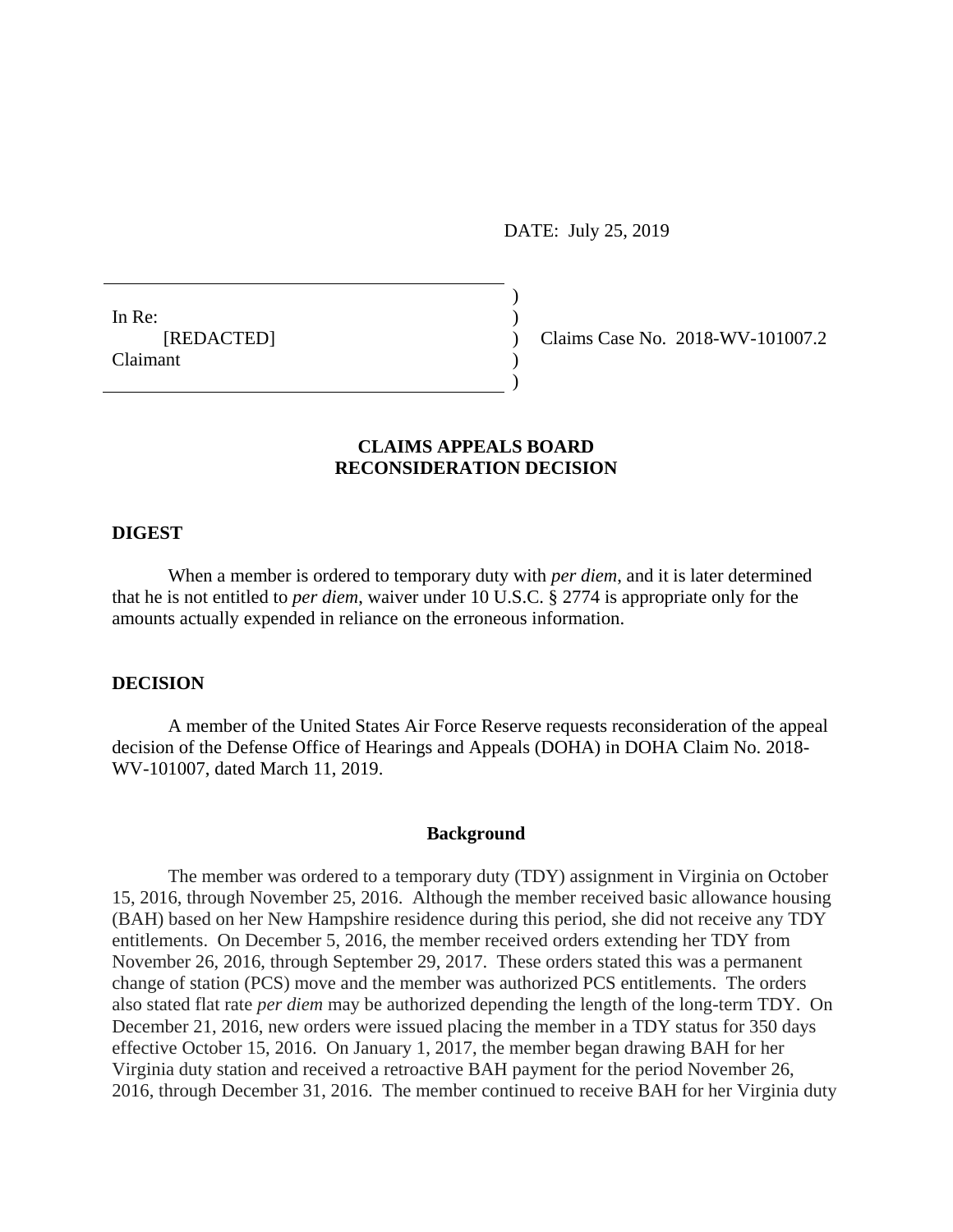DATE: July 25, 2019

In Re:
[REDACTED]
Claimant

Claims Case No. 2018-WV-101007.2

**CLAIMS APPEALS BOARD**
**RECONSIDERATION DECISION**

## DIGEST

When a member is ordered to temporary duty with *per diem*, and it is later determined that he is not entitled to *per diem*, waiver under 10 U.S.C. § 2774 is appropriate only for the amounts actually expended in reliance on the erroneous information.

## DECISION

A member of the United States Air Force Reserve requests reconsideration of the appeal decision of the Defense Office of Hearings and Appeals (DOHA) in DOHA Claim No. 2018-WV-101007, dated March 11, 2019.

### Background

The member was ordered to a temporary duty (TDY) assignment in Virginia on October 15, 2016, through November 25, 2016. Although the member received basic allowance housing (BAH) based on her New Hampshire residence during this period, she did not receive any TDY entitlements. On December 5, 2016, the member received orders extending her TDY from November 26, 2016, through September 29, 2017. These orders stated this was a permanent change of station (PCS) move and the member was authorized PCS entitlements. The orders also stated flat rate *per diem* may be authorized depending the length of the long-term TDY. On December 21, 2016, new orders were issued placing the member in a TDY status for 350 days effective October 15, 2016. On January 1, 2017, the member began drawing BAH for her Virginia duty station and received a retroactive BAH payment for the period November 26, 2016, through December 31, 2016. The member continued to receive BAH for her Virginia duty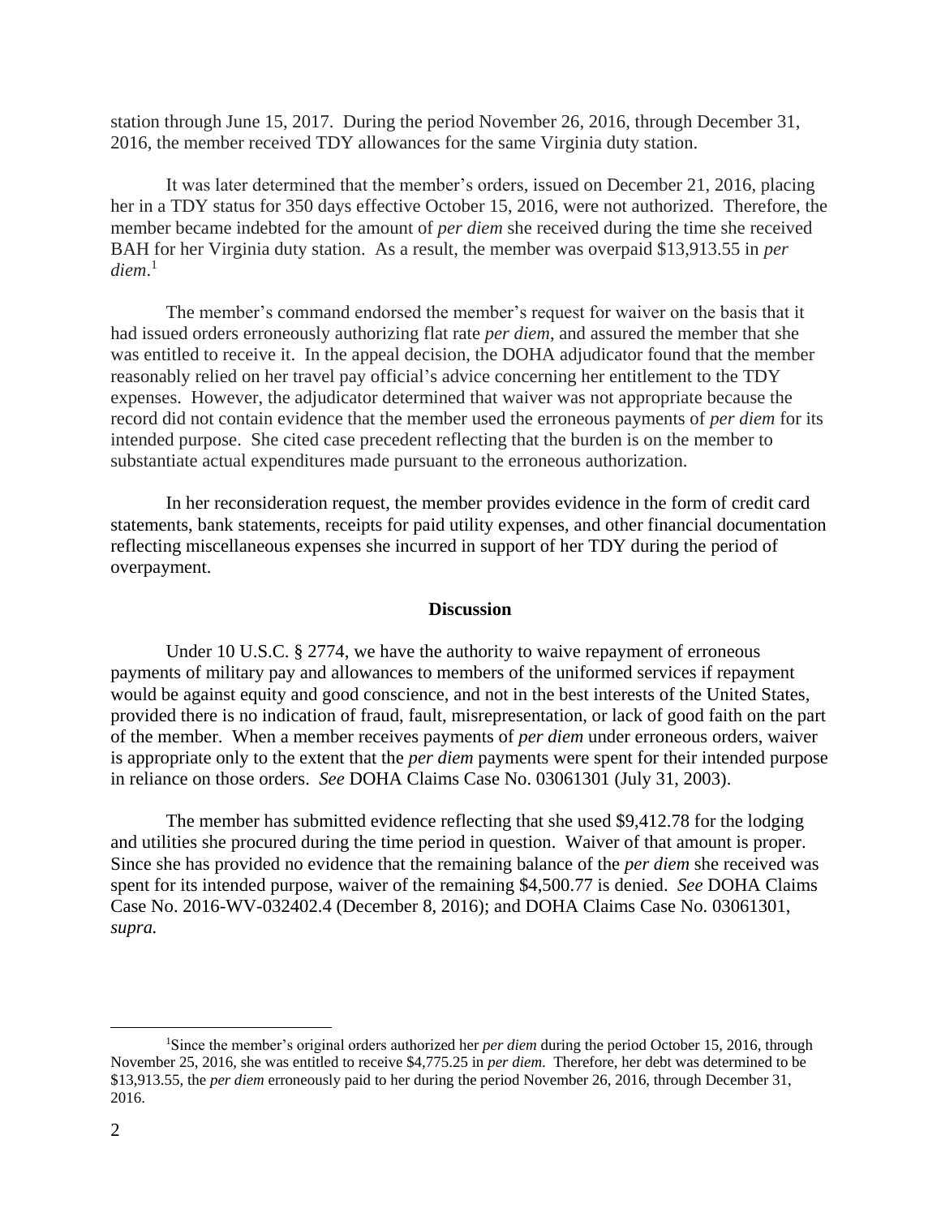station through June 15, 2017. During the period November 26, 2016, through December 31, 2016, the member received TDY allowances for the same Virginia duty station.

It was later determined that the member's orders, issued on December 21, 2016, placing her in a TDY status for 350 days effective October 15, 2016, were not authorized. Therefore, the member became indebted for the amount of *per diem* she received during the time she received BAH for her Virginia duty station. As a result, the member was overpaid $13,913.55 in *per diem*.[1]

The member's command endorsed the member's request for waiver on the basis that it had issued orders erroneously authorizing flat rate *per diem*, and assured the member that she was entitled to receive it. In the appeal decision, the DOHA adjudicator found that the member reasonably relied on her travel pay official's advice concerning her entitlement to the TDY expenses. However, the adjudicator determined that waiver was not appropriate because the record did not contain evidence that the member used the erroneous payments of *per diem* for its intended purpose. She cited case precedent reflecting that the burden is on the member to substantiate actual expenditures made pursuant to the erroneous authorization.

In her reconsideration request, the member provides evidence in the form of credit card statements, bank statements, receipts for paid utility expenses, and other financial documentation reflecting miscellaneous expenses she incurred in support of her TDY during the period of overpayment.

## Discussion

Under 10 U.S.C. § 2774, we have the authority to waive repayment of erroneous payments of military pay and allowances to members of the uniformed services if repayment would be against equity and good conscience, and not in the best interests of the United States, provided there is no indication of fraud, fault, misrepresentation, or lack of good faith on the part of the member. When a member receives payments of *per diem* under erroneous orders, waiver is appropriate only to the extent that the *per diem* payments were spent for their intended purpose in reliance on those orders. *See* DOHA Claims Case No. 03061301 (July 31, 2003).

The member has submitted evidence reflecting that she used $9,412.78 for the lodging and utilities she procured during the time period in question. Waiver of that amount is proper. Since she has provided no evidence that the remaining balance of the *per diem* she received was spent for its intended purpose, waiver of the remaining $4,500.77 is denied. *See* DOHA Claims Case No. 2016-WV-032402.4 (December 8, 2016); and DOHA Claims Case No. 03061301, *supra.*

---

[1]Since the member's original orders authorized her *per diem* during the period October 15, 2016, through November 25, 2016, she was entitled to receive $4,775.25 in *per diem*. Therefore, her debt was determined to be $13,913.55, the *per diem* erroneously paid to her during the period November 26, 2016, through December 31, 2016.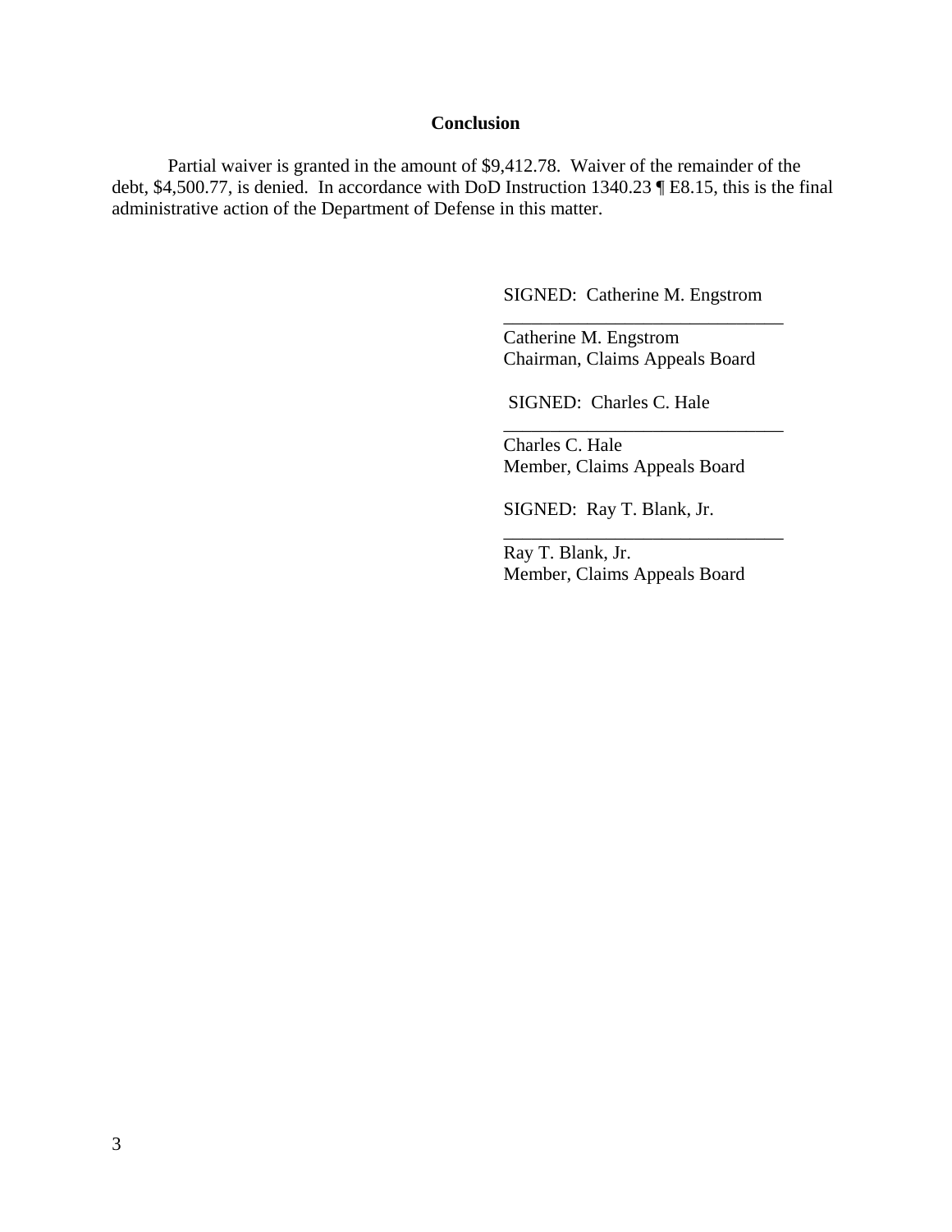## Conclusion

Partial waiver is granted in the amount of $9,412.78. Waiver of the remainder of the debt, $4,500.77, is denied. In accordance with DoD Instruction 1340.23 ¶ E8.15, this is the final administrative action of the Department of Defense in this matter.

SIGNED: Catherine M. Engstrom

\_\_\_\_\_\_\_\_\_\_\_\_\_\_\_\_\_\_\_\_\_\_\_\_\_\_\_\_\_\_

Catherine M. Engstrom
Chairman, Claims Appeals Board

SIGNED: Charles C. Hale

\_\_\_\_\_\_\_\_\_\_\_\_\_\_\_\_\_\_\_\_\_\_\_\_\_\_\_\_\_\_

Charles C. Hale
Member, Claims Appeals Board

SIGNED: Ray T. Blank, Jr.

\_\_\_\_\_\_\_\_\_\_\_\_\_\_\_\_\_\_\_\_\_\_\_\_\_\_\_\_\_\_

Ray T. Blank, Jr.
Member, Claims Appeals Board